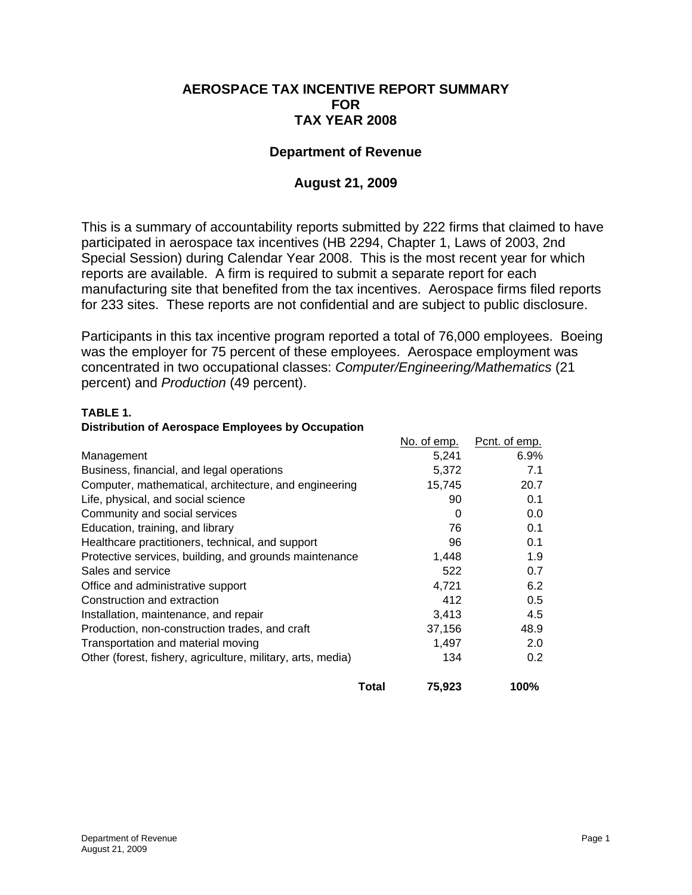# AEROSPACE TAX INCENTIVE REPORT SUMMARY FOR TAX YEAR 2008

## Department of Revenue

## August 21, 2009

This is a summary of accountability reports submitted by 222 firms that claimed to have participated in aerospace tax incentives (HB 2294, Chapter 1, Laws of 2003, 2nd Special Session) during Calendar Year 2008. This is the most recent year for which reports are available. A firm is required to submit a separate report for each manufacturing site that benefited from the tax incentives. Aerospace firms filed reports for 233 sites. These reports are not confidential and are subject to public disclosure.

Participants in this tax incentive program reported a total of 76,000 employees. Boeing was the employer for 75 percent of these employees. Aerospace employment was concentrated in two occupational classes: *Computer/Engineering/Mathematics* (21 percent) and *Production* (49 percent).

**TABLE 1.**
**Distribution of Aerospace Employees by Occupation**

| | No. of emp. | Pcnt. of emp. |
|---|---|---|
| Management | 5,241 | 6.9% |
| Business, financial, and legal operations | 5,372 | 7.1 |
| Computer, mathematical, architecture, and engineering | 15,745 | 20.7 |
| Life, physical, and social science | 90 | 0.1 |
| Community and social services | 0 | 0.0 |
| Education, training, and library | 76 | 0.1 |
| Healthcare practitioners, technical, and support | 96 | 0.1 |
| Protective services, building, and grounds maintenance | 1,448 | 1.9 |
| Sales and service | 522 | 0.7 |
| Office and administrative support | 4,721 | 6.2 |
| Construction and extraction | 412 | 0.5 |
| Installation, maintenance, and repair | 3,413 | 4.5 |
| Production, non-construction trades, and craft | 37,156 | 48.9 |
| Transportation and material moving | 1,497 | 2.0 |
| Other (forest, fishery, agriculture, military, arts, media) | 134 | 0.2 |
| **Total** | **75,923** | **100%** |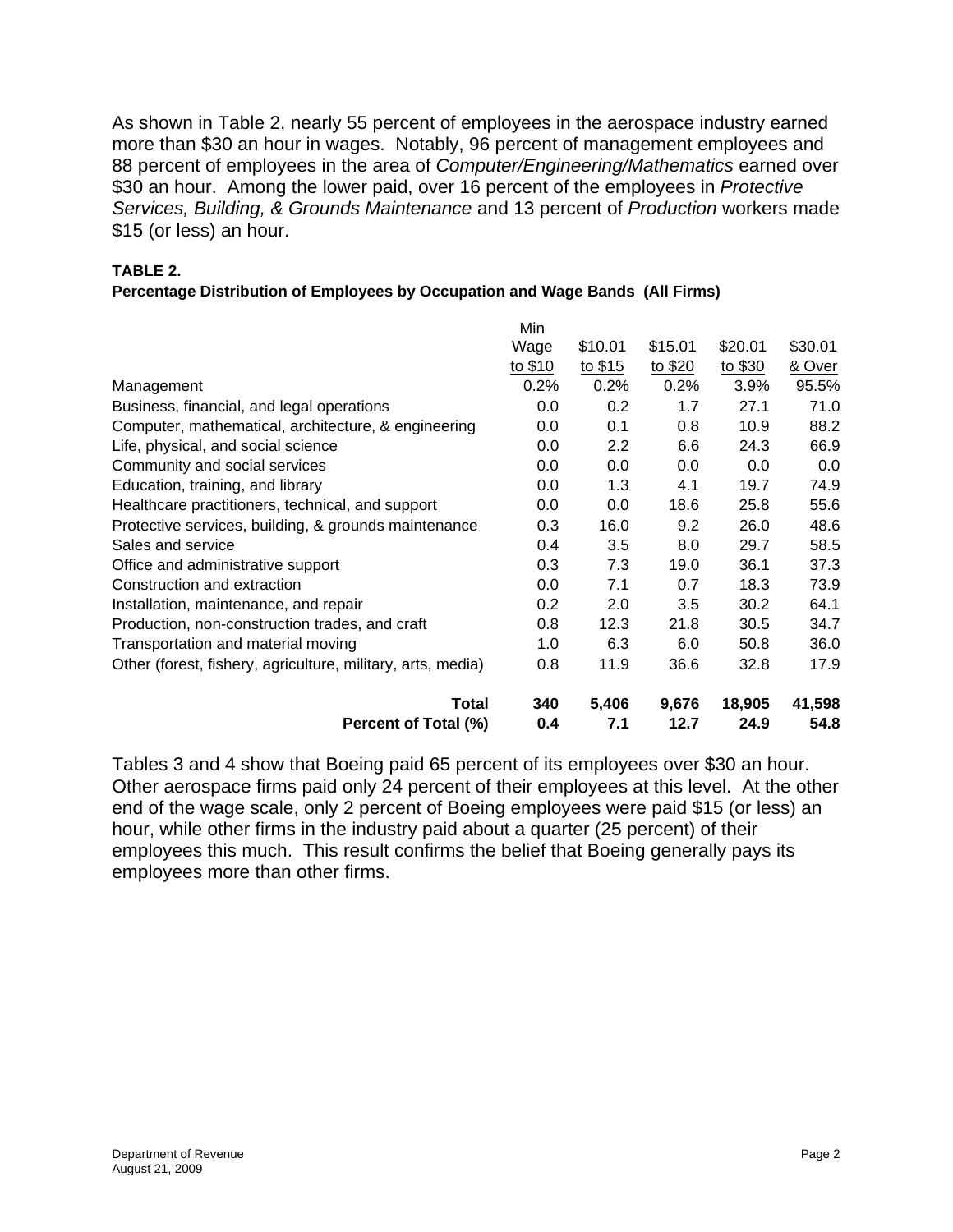As shown in Table 2, nearly 55 percent of employees in the aerospace industry earned more than $30 an hour in wages. Notably, 96 percent of management employees and 88 percent of employees in the area of *Computer/Engineering/Mathematics* earned over $30 an hour. Among the lower paid, over 16 percent of the employees in *Protective Services, Building, & Grounds Maintenance* and 13 percent of *Production* workers made $15 (or less) an hour.

**TABLE 2.**
**Percentage Distribution of Employees by Occupation and Wage Bands (All Firms)**

| | Min Wage to $10 | $10.01 to $15 | $15.01 to $20 | $20.01 to $30 | $30.01 & Over |
|---|---|---|---|---|---|
| Management | 0.2% | 0.2% | 0.2% | 3.9% | 95.5% |
| Business, financial, and legal operations | 0.0 | 0.2 | 1.7 | 27.1 | 71.0 |
| Computer, mathematical, architecture, & engineering | 0.0 | 0.1 | 0.8 | 10.9 | 88.2 |
| Life, physical, and social science | 0.0 | 2.2 | 6.6 | 24.3 | 66.9 |
| Community and social services | 0.0 | 0.0 | 0.0 | 0.0 | 0.0 |
| Education, training, and library | 0.0 | 1.3 | 4.1 | 19.7 | 74.9 |
| Healthcare practitioners, technical, and support | 0.0 | 0.0 | 18.6 | 25.8 | 55.6 |
| Protective services, building, & grounds maintenance | 0.3 | 16.0 | 9.2 | 26.0 | 48.6 |
| Sales and service | 0.4 | 3.5 | 8.0 | 29.7 | 58.5 |
| Office and administrative support | 0.3 | 7.3 | 19.0 | 36.1 | 37.3 |
| Construction and extraction | 0.0 | 7.1 | 0.7 | 18.3 | 73.9 |
| Installation, maintenance, and repair | 0.2 | 2.0 | 3.5 | 30.2 | 64.1 |
| Production, non-construction trades, and craft | 0.8 | 12.3 | 21.8 | 30.5 | 34.7 |
| Transportation and material moving | 1.0 | 6.3 | 6.0 | 50.8 | 36.0 |
| Other (forest, fishery, agriculture, military, arts, media) | 0.8 | 11.9 | 36.6 | 32.8 | 17.9 |
| **Total** | **340** | **5,406** | **9,676** | **18,905** | **41,598** |
| **Percent of Total (%)** | **0.4** | **7.1** | **12.7** | **24.9** | **54.8** |

Tables 3 and 4 show that Boeing paid 65 percent of its employees over $30 an hour. Other aerospace firms paid only 24 percent of their employees at this level. At the other end of the wage scale, only 2 percent of Boeing employees were paid $15 (or less) an hour, while other firms in the industry paid about a quarter (25 percent) of their employees this much. This result confirms the belief that Boeing generally pays its employees more than other firms.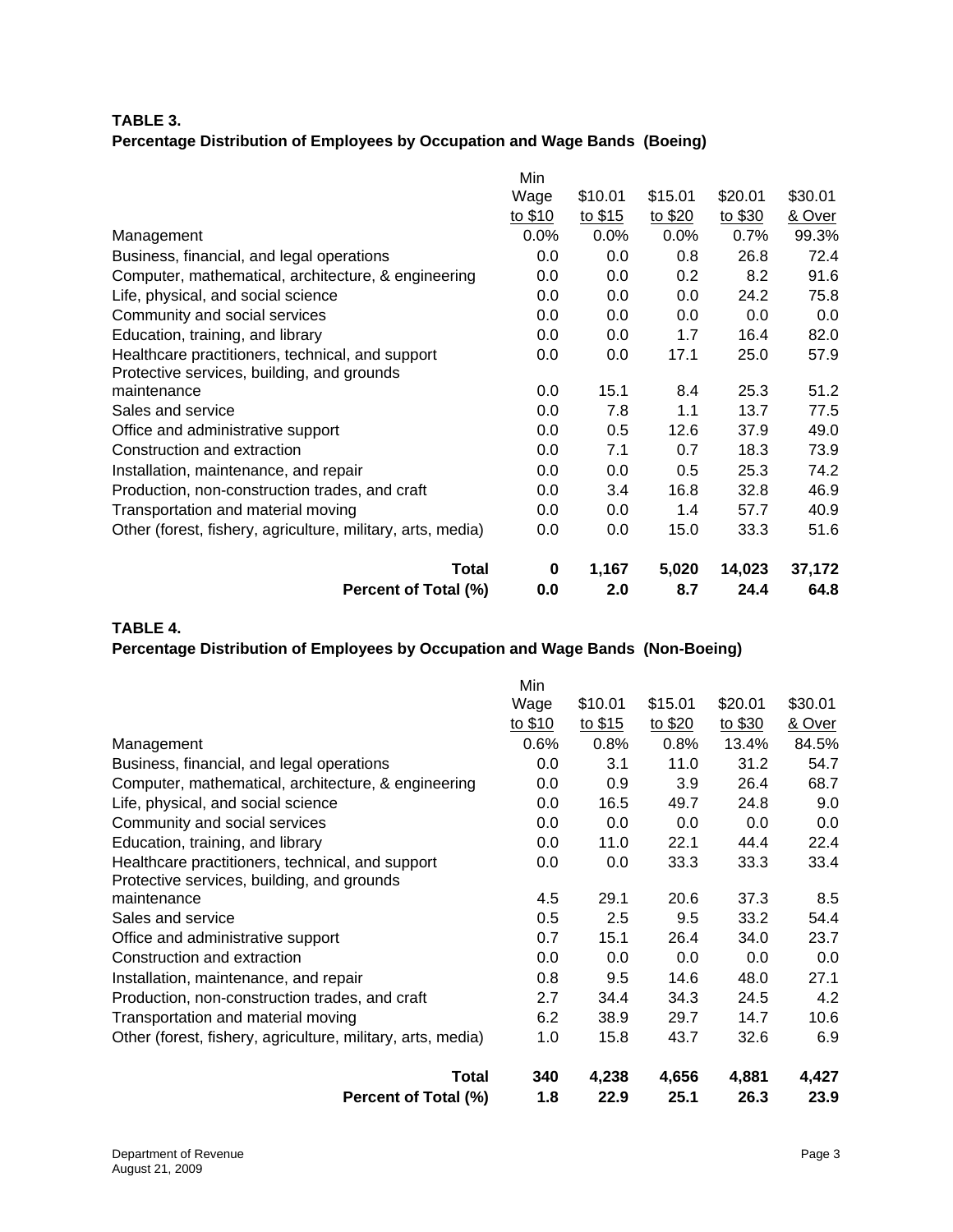**TABLE 3.**
**Percentage Distribution of Employees by Occupation and Wage Bands (Boeing)**

| | Min Wage to $10 | $10.01 to $15 | $15.01 to $20 | $20.01 to $30 | $30.01 & Over |
|---|---|---|---|---|---|
| Management | 0.0% | 0.0% | 0.0% | 0.7% | 99.3% |
| Business, financial, and legal operations | 0.0 | 0.0 | 0.8 | 26.8 | 72.4 |
| Computer, mathematical, architecture, & engineering | 0.0 | 0.0 | 0.2 | 8.2 | 91.6 |
| Life, physical, and social science | 0.0 | 0.0 | 0.0 | 24.2 | 75.8 |
| Community and social services | 0.0 | 0.0 | 0.0 | 0.0 | 0.0 |
| Education, training, and library | 0.0 | 0.0 | 1.7 | 16.4 | 82.0 |
| Healthcare practitioners, technical, and support | 0.0 | 0.0 | 17.1 | 25.0 | 57.9 |
| Protective services, building, and grounds maintenance | 0.0 | 15.1 | 8.4 | 25.3 | 51.2 |
| Sales and service | 0.0 | 7.8 | 1.1 | 13.7 | 77.5 |
| Office and administrative support | 0.0 | 0.5 | 12.6 | 37.9 | 49.0 |
| Construction and extraction | 0.0 | 7.1 | 0.7 | 18.3 | 73.9 |
| Installation, maintenance, and repair | 0.0 | 0.0 | 0.5 | 25.3 | 74.2 |
| Production, non-construction trades, and craft | 0.0 | 3.4 | 16.8 | 32.8 | 46.9 |
| Transportation and material moving | 0.0 | 0.0 | 1.4 | 57.7 | 40.9 |
| Other (forest, fishery, agriculture, military, arts, media) | 0.0 | 0.0 | 15.0 | 33.3 | 51.6 |
| **Total** | **0** | **1,167** | **5,020** | **14,023** | **37,172** |
| **Percent of Total (%)** | **0.0** | **2.0** | **8.7** | **24.4** | **64.8** |

**TABLE 4.**
**Percentage Distribution of Employees by Occupation and Wage Bands (Non-Boeing)**

| | Min Wage to $10 | $10.01 to $15 | $15.01 to $20 | $20.01 to $30 | $30.01 & Over |
|---|---|---|---|---|---|
| Management | 0.6% | 0.8% | 0.8% | 13.4% | 84.5% |
| Business, financial, and legal operations | 0.0 | 3.1 | 11.0 | 31.2 | 54.7 |
| Computer, mathematical, architecture, & engineering | 0.0 | 0.9 | 3.9 | 26.4 | 68.7 |
| Life, physical, and social science | 0.0 | 16.5 | 49.7 | 24.8 | 9.0 |
| Community and social services | 0.0 | 0.0 | 0.0 | 0.0 | 0.0 |
| Education, training, and library | 0.0 | 11.0 | 22.1 | 44.4 | 22.4 |
| Healthcare practitioners, technical, and support | 0.0 | 0.0 | 33.3 | 33.3 | 33.4 |
| Protective services, building, and grounds maintenance | 4.5 | 29.1 | 20.6 | 37.3 | 8.5 |
| Sales and service | 0.5 | 2.5 | 9.5 | 33.2 | 54.4 |
| Office and administrative support | 0.7 | 15.1 | 26.4 | 34.0 | 23.7 |
| Construction and extraction | 0.0 | 0.0 | 0.0 | 0.0 | 0.0 |
| Installation, maintenance, and repair | 0.8 | 9.5 | 14.6 | 48.0 | 27.1 |
| Production, non-construction trades, and craft | 2.7 | 34.4 | 34.3 | 24.5 | 4.2 |
| Transportation and material moving | 6.2 | 38.9 | 29.7 | 14.7 | 10.6 |
| Other (forest, fishery, agriculture, military, arts, media) | 1.0 | 15.8 | 43.7 | 32.6 | 6.9 |
| **Total** | **340** | **4,238** | **4,656** | **4,881** | **4,427** |
| **Percent of Total (%)** | **1.8** | **22.9** | **25.1** | **26.3** | **23.9** |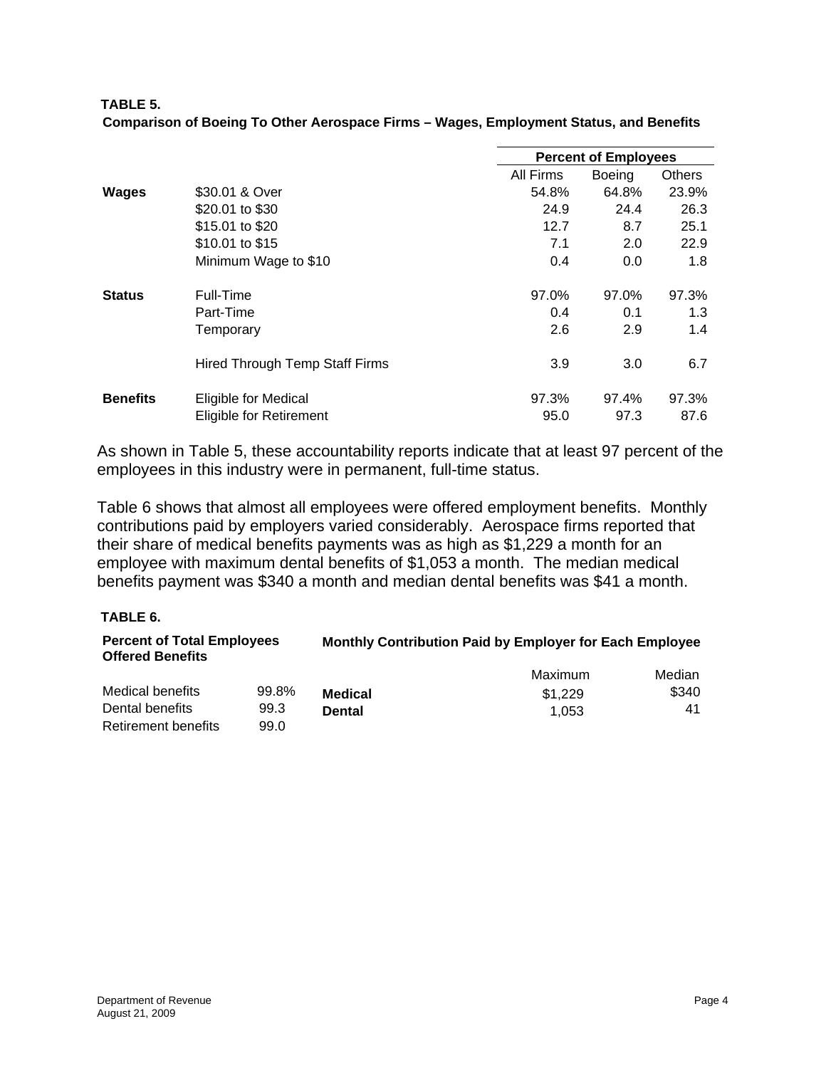**TABLE 5.**
**Comparison of Boeing To Other Aerospace Firms – Wages, Employment Status, and Benefits**

| | | Percent of Employees | | |
|---|---|---|---|---|
| | | All Firms | Boeing | Others |
| **Wages** | $30.01 & Over | 54.8% | 64.8% | 23.9% |
| | $20.01 to $30 | 24.9 | 24.4 | 26.3 |
| | $15.01 to $20 | 12.7 | 8.7 | 25.1 |
| | $10.01 to $15 | 7.1 | 2.0 | 22.9 |
| | Minimum Wage to $10 | 0.4 | 0.0 | 1.8 |
| **Status** | Full-Time | 97.0% | 97.0% | 97.3% |
| | Part-Time | 0.4 | 0.1 | 1.3 |
| | Temporary | 2.6 | 2.9 | 1.4 |
| | Hired Through Temp Staff Firms | 3.9 | 3.0 | 6.7 |
| **Benefits** | Eligible for Medical | 97.3% | 97.4% | 97.3% |
| | Eligible for Retirement | 95.0 | 97.3 | 87.6 |

As shown in Table 5, these accountability reports indicate that at least 97 percent of the employees in this industry were in permanent, full-time status.

Table 6 shows that almost all employees were offered employment benefits. Monthly contributions paid by employers varied considerably. Aerospace firms reported that their share of medical benefits payments was as high as $1,229 a month for an employee with maximum dental benefits of $1,053 a month. The median medical benefits payment was $340 a month and median dental benefits was $41 a month.

**TABLE 6.**

| Percent of Total Employees Offered Benefits | |
|---|---|
| Medical benefits | 99.8% |
| Dental benefits | 99.3 |
| Retirement benefits | 99.0 |

| Monthly Contribution Paid by Employer for Each Employee | Maximum | Median |
|---|---|---|
| **Medical** | $1,229 | $340 |
| **Dental** | 1,053 | 41 |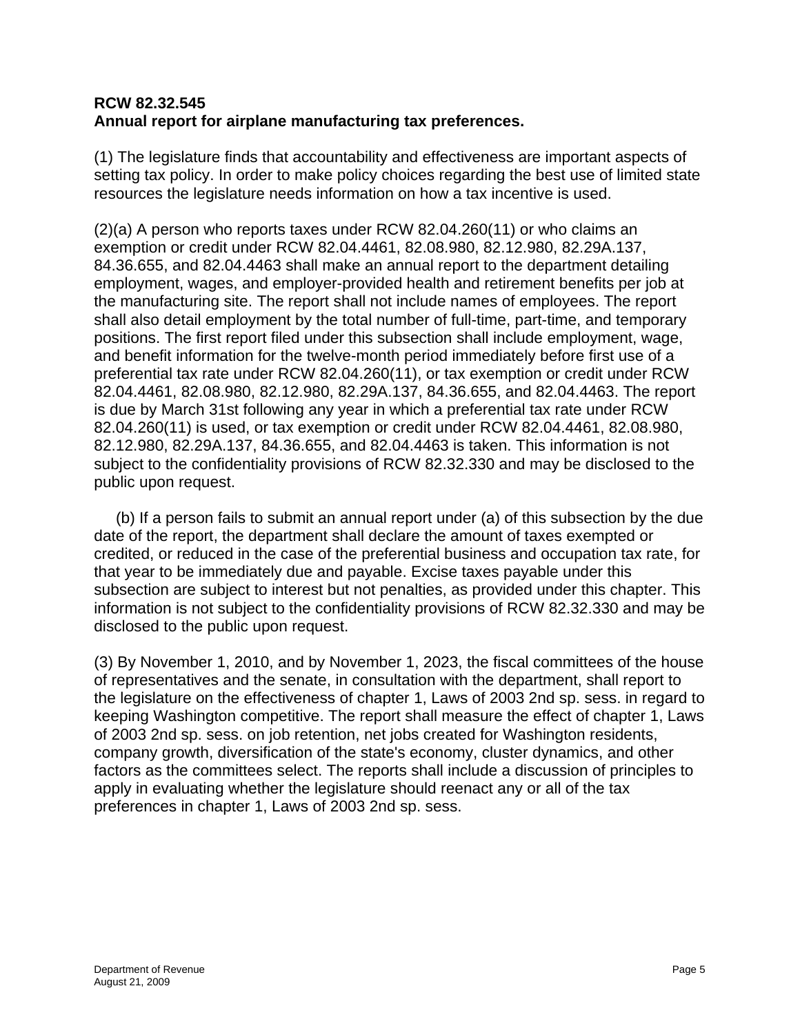**RCW 82.32.545**
**Annual report for airplane manufacturing tax preferences.**

(1) The legislature finds that accountability and effectiveness are important aspects of setting tax policy. In order to make policy choices regarding the best use of limited state resources the legislature needs information on how a tax incentive is used.

(2)(a) A person who reports taxes under RCW 82.04.260(11) or who claims an exemption or credit under RCW 82.04.4461, 82.08.980, 82.12.980, 82.29A.137, 84.36.655, and 82.04.4463 shall make an annual report to the department detailing employment, wages, and employer-provided health and retirement benefits per job at the manufacturing site. The report shall not include names of employees. The report shall also detail employment by the total number of full-time, part-time, and temporary positions. The first report filed under this subsection shall include employment, wage, and benefit information for the twelve-month period immediately before first use of a preferential tax rate under RCW 82.04.260(11), or tax exemption or credit under RCW 82.04.4461, 82.08.980, 82.12.980, 82.29A.137, 84.36.655, and 82.04.4463. The report is due by March 31st following any year in which a preferential tax rate under RCW 82.04.260(11) is used, or tax exemption or credit under RCW 82.04.4461, 82.08.980, 82.12.980, 82.29A.137, 84.36.655, and 82.04.4463 is taken. This information is not subject to the confidentiality provisions of RCW 82.32.330 and may be disclosed to the public upon request.

(b) If a person fails to submit an annual report under (a) of this subsection by the due date of the report, the department shall declare the amount of taxes exempted or credited, or reduced in the case of the preferential business and occupation tax rate, for that year to be immediately due and payable. Excise taxes payable under this subsection are subject to interest but not penalties, as provided under this chapter. This information is not subject to the confidentiality provisions of RCW 82.32.330 and may be disclosed to the public upon request.

(3) By November 1, 2010, and by November 1, 2023, the fiscal committees of the house of representatives and the senate, in consultation with the department, shall report to the legislature on the effectiveness of chapter 1, Laws of 2003 2nd sp. sess. in regard to keeping Washington competitive. The report shall measure the effect of chapter 1, Laws of 2003 2nd sp. sess. on job retention, net jobs created for Washington residents, company growth, diversification of the state's economy, cluster dynamics, and other factors as the committees select. The reports shall include a discussion of principles to apply in evaluating whether the legislature should reenact any or all of the tax preferences in chapter 1, Laws of 2003 2nd sp. sess.